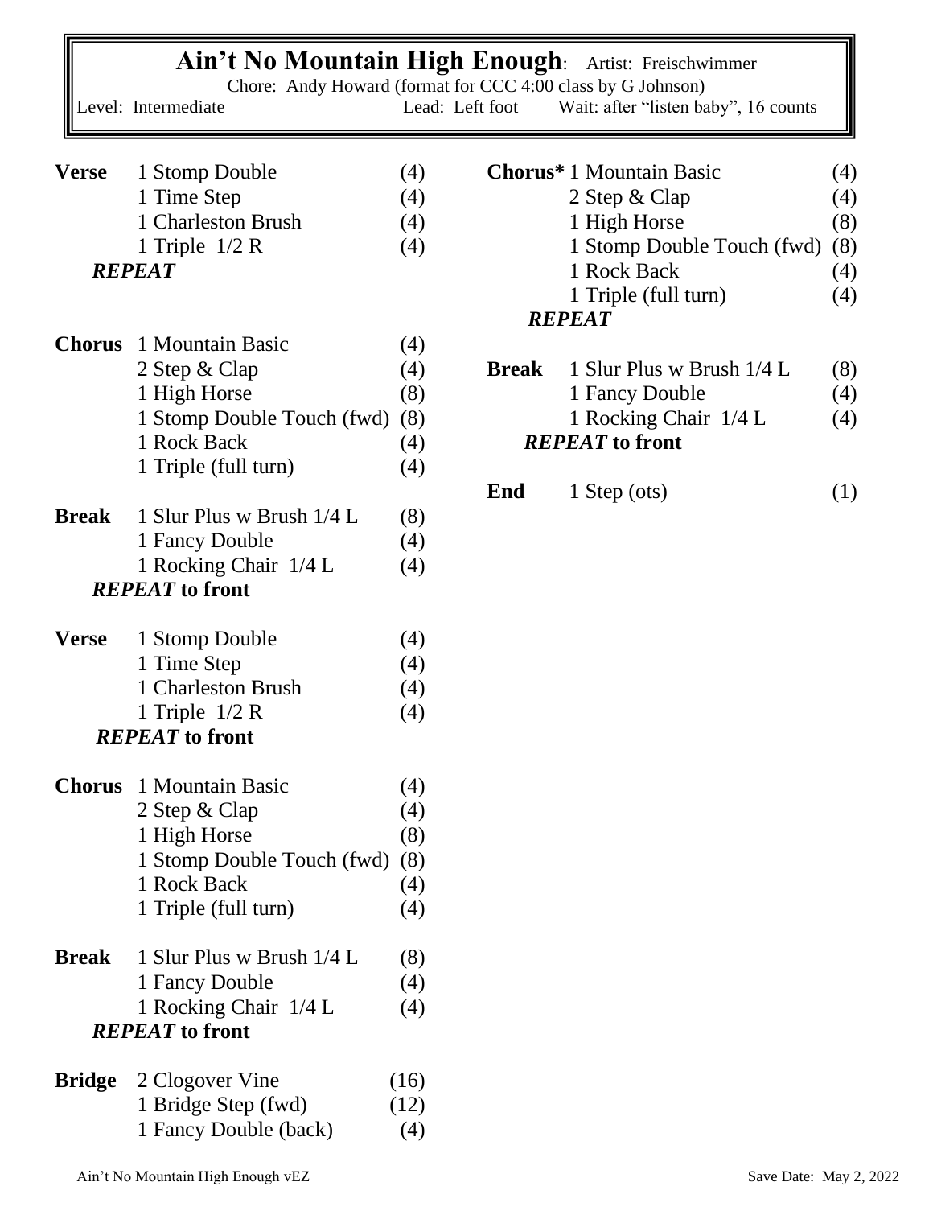# Ain't No Mountain High Enough: Artist: Freischwimmer

Chore: Andy Howard (format for CCC 4:00 class by G Johnson)

Level: Intermediate | Lead: Left foot | Wait: after "listen baby", 16 counts

| | | |
|---|---|---|
| **Verse** | 1 Stomp Double | (4) |
| | 1 Time Step | (4) |
| | 1 Charleston Brush | (4) |
| | 1 Triple 1/2 R | (4) |
| | ***REPEAT*** | |
| **Chorus** | 1 Mountain Basic | (4) |
| | 2 Step & Clap | (4) |
| | 1 High Horse | (8) |
| | 1 Stomp Double Touch (fwd) | (8) |
| | 1 Rock Back | (4) |
| | 1 Triple (full turn) | (4) |
| **Break** | 1 Slur Plus w Brush 1/4 L | (8) |
| | 1 Fancy Double | (4) |
| | 1 Rocking Chair 1/4 L | (4) |
| | ***REPEAT* to front** | |
| **Verse** | 1 Stomp Double | (4) |
| | 1 Time Step | (4) |
| | 1 Charleston Brush | (4) |
| | 1 Triple 1/2 R | (4) |
| | ***REPEAT* to front** | |
| **Chorus** | 1 Mountain Basic | (4) |
| | 2 Step & Clap | (4) |
| | 1 High Horse | (8) |
| | 1 Stomp Double Touch (fwd) | (8) |
| | 1 Rock Back | (4) |
| | 1 Triple (full turn) | (4) |
| **Break** | 1 Slur Plus w Brush 1/4 L | (8) |
| | 1 Fancy Double | (4) |
| | 1 Rocking Chair 1/4 L | (4) |
| | ***REPEAT* to front** | |
| **Bridge** | 2 Clogover Vine | (16) |
| | 1 Bridge Step (fwd) | (12) |
| | 1 Fancy Double (back) | (4) |
| **Chorus*** | 1 Mountain Basic | (4) |
| | 2 Step & Clap | (4) |
| | 1 High Horse | (8) |
| | 1 Stomp Double Touch (fwd) | (8) |
| | 1 Rock Back | (4) |
| | 1 Triple (full turn) | (4) |
| | ***REPEAT*** | |
| **Break** | 1 Slur Plus w Brush 1/4 L | (8) |
| | 1 Fancy Double | (4) |
| | 1 Rocking Chair 1/4 L | (4) |
| | ***REPEAT* to front** | |
| **End** | 1 Step (ots) | (1) |

Ain't No Mountain High Enough vEZ — Save Date: May 2, 2022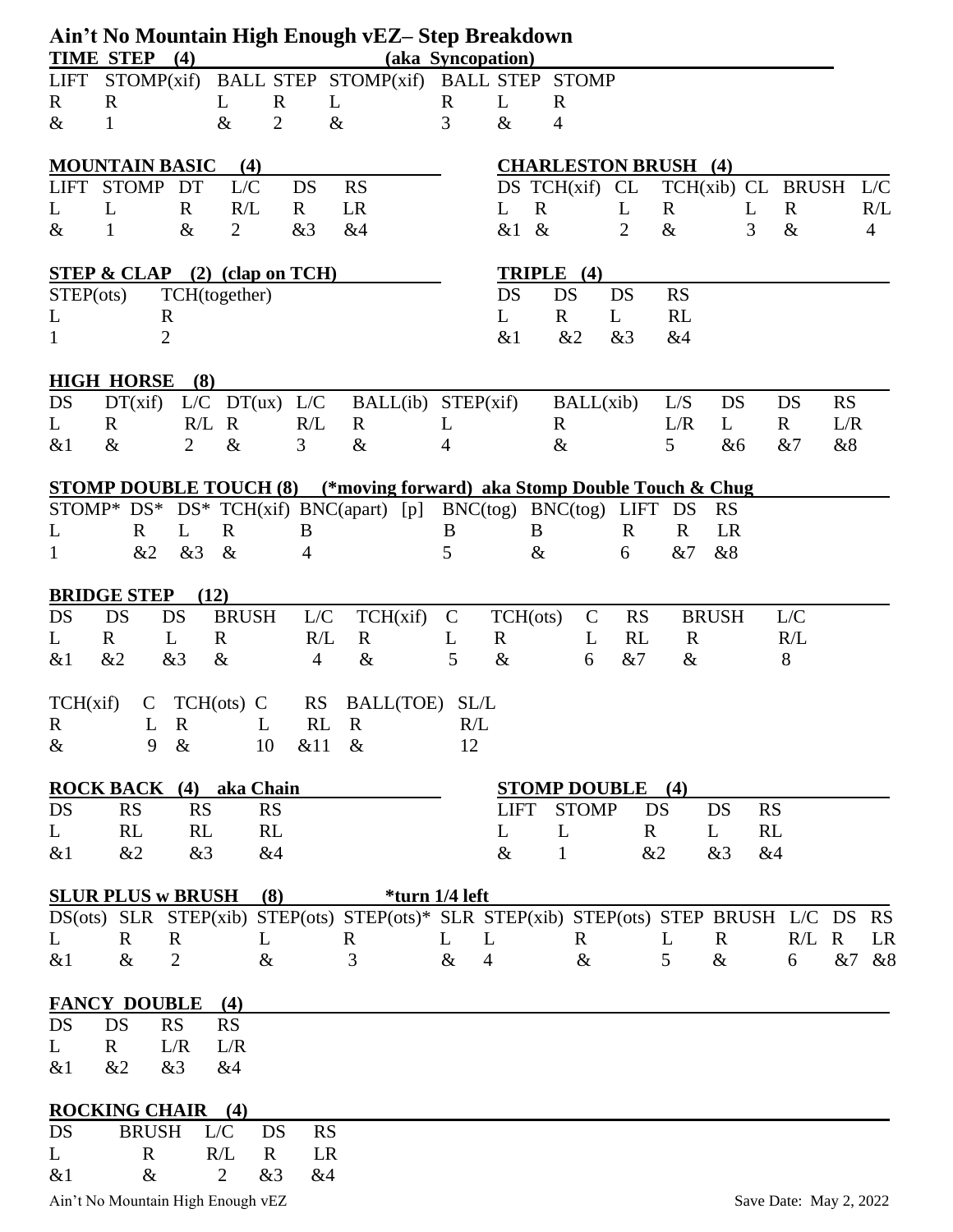# Ain't No Mountain High Enough vEZ– Step Breakdown

**TIME STEP (4)** (aka Syncopation)

| LIFT | STOMP(xif) | BALL | STEP | STOMP(xif) | BALL | STEP | STOMP |
|---|---|---|---|---|---|---|---|
| R | R | L | R | L | R | L | R |
| & | 1 | & | 2 | & | 3 | & | 4 |

**MOUNTAIN BASIC (4)**

| LIFT | STOMP | DT | L/C | DS | RS |
|---|---|---|---|---|---|
| L | L | R | R/L | R | LR |
| & | 1 | & | 2 | &3 | &4 |

**CHARLESTON BRUSH (4)**

| DS | TCH(xif) | CL | TCH(xib) | CL | BRUSH | L/C |
|---|---|---|---|---|---|---|
| L | R | L | R | L | R | R/L |
| &1 | & | 2 | & | 3 | & | 4 |

**STEP & CLAP (2) (clap on TCH)**

| STEP(ots) | TCH(together) |
|---|---|
| L | R |
| 1 | 2 |

**TRIPLE (4)**

| DS | DS | DS | RS |
|---|---|---|---|
| L | R | L | RL |
| &1 | &2 | &3 | &4 |

**HIGH HORSE (8)**

| DS | DT(xif) | L/C | DT(ux) | L/C | BALL(ib) | STEP(xif) | BALL(xib) | L/S | DS | DS | RS |
|---|---|---|---|---|---|---|---|---|---|---|---|
| L | R | R/L | R | R/L | R | L | R | L/R | L | R | L/R |
| &1 | & | 2 | & | 3 | & | 4 | & | 5 | &6 | &7 | &8 |

**STOMP DOUBLE TOUCH (8)** (*moving forward) aka Stomp Double Touch & Chug

| STOMP* | DS* | DS* | TCH(xif) | BNC(apart) [p] | BNC(tog) | BNC(tog) | LIFT | DS | RS |
|---|---|---|---|---|---|---|---|---|---|
| L | R | L | R | B | B | B | R | R | LR |
| 1 | &2 | &3 | & | 4 | 5 | & | 6 | &7 | &8 |

**BRIDGE STEP (12)**

| DS | DS | DS | BRUSH | L/C | TCH(xif) | C | TCH(ots) | C | RS | BRUSH | L/C |
|---|---|---|---|---|---|---|---|---|---|---|---|
| L | R | L | R | R/L | R | L | R | L | RL | R | R/L |
| &1 | &2 | &3 | & | 4 | & | 5 | & | 6 | &7 | & | 8 |

| TCH(xif) | C | TCH(ots) | C | RS | BALL(TOE) | SL/L |
|---|---|---|---|---|---|---|
| R | L | R | L | RL | R | R/L |
| & | 9 | & | 10 | &11 | & | 12 |

**ROCK BACK (4) aka Chain**

| DS | RS | RS | RS |
|---|---|---|---|
| L | RL | RL | RL |
| &1 | &2 | &3 | &4 |

**STOMP DOUBLE (4)**

| LIFT | STOMP | DS | DS | RS |
|---|---|---|---|---|
| L | L | R | L | RL |
| & | 1 | &2 | &3 | &4 |

**SLUR PLUS w BRUSH (8)** *turn 1/4 left

| DS(ots) | SLR | STEP(xib) | STEP(ots) | STEP(ots)* | SLR | STEP(xib) | STEP(ots) | STEP | BRUSH | L/C | DS | RS |
|---|---|---|---|---|---|---|---|---|---|---|---|---|
| L | R | R | L | R | L | L | R | L | R | R/L | R | LR |
| &1 | & | 2 | & | 3 | & | 4 | & | 5 | & | 6 | &7 | &8 |

**FANCY DOUBLE (4)**

| DS | DS | RS | RS |
|---|---|---|---|
| L | R | L/R | L/R |
| &1 | &2 | &3 | &4 |

**ROCKING CHAIR (4)**

| DS | BRUSH | L/C | DS | RS |
|---|---|---|---|---|
| L | R | R/L | R | LR |
| &1 | & | 2 | &3 | &4 |